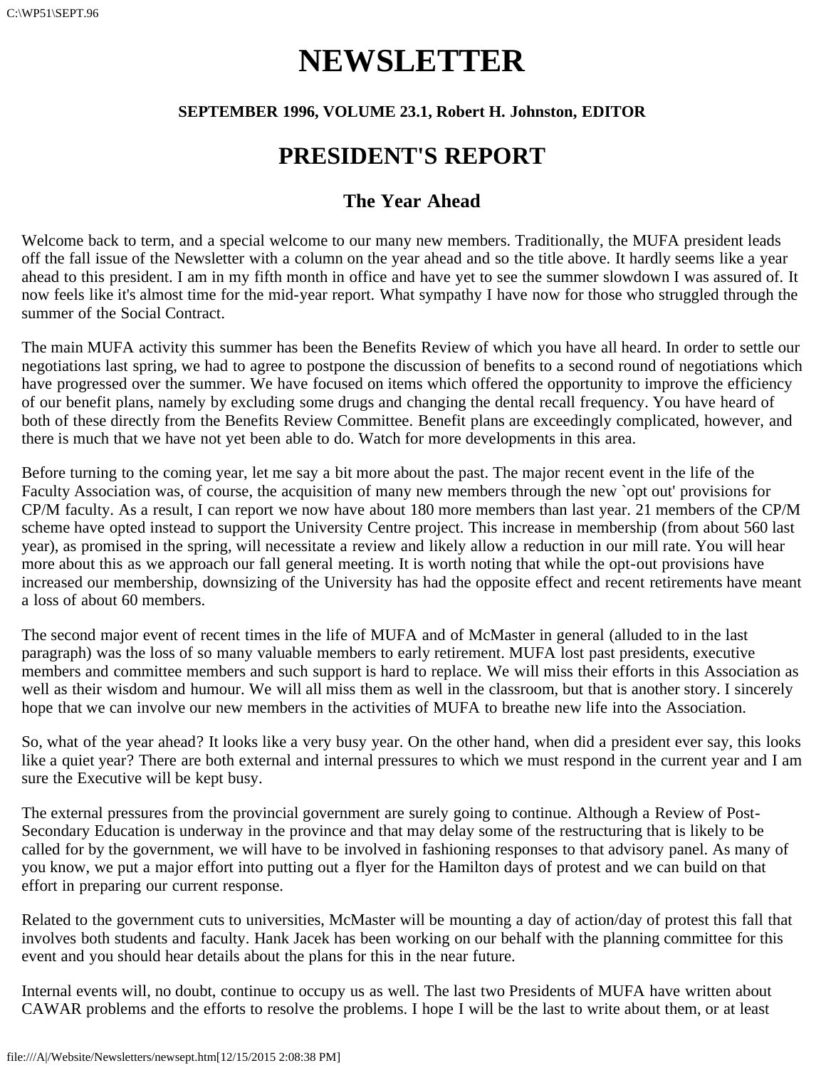# NEWSLETTER

**SEPTEMBER 1996, VOLUME 23.1, Robert H. Johnston, EDITOR**

# PRESIDENT'S REPORT

## The Year Ahead

Welcome back to term, and a special welcome to our many new members. Traditionally, the MUFA president leads off the fall issue of the Newsletter with a column on the year ahead and so the title above. It hardly seems like a year ahead to this president. I am in my fifth month in office and have yet to see the summer slowdown I was assured of. It now feels like it's almost time for the mid-year report. What sympathy I have now for those who struggled through the summer of the Social Contract.

The main MUFA activity this summer has been the Benefits Review of which you have all heard. In order to settle our negotiations last spring, we had to agree to postpone the discussion of benefits to a second round of negotiations which have progressed over the summer. We have focused on items which offered the opportunity to improve the efficiency of our benefit plans, namely by excluding some drugs and changing the dental recall frequency. You have heard of both of these directly from the Benefits Review Committee. Benefit plans are exceedingly complicated, however, and there is much that we have not yet been able to do. Watch for more developments in this area.

Before turning to the coming year, let me say a bit more about the past. The major recent event in the life of the Faculty Association was, of course, the acquisition of many new members through the new `opt out' provisions for CP/M faculty. As a result, I can report we now have about 180 more members than last year. 21 members of the CP/M scheme have opted instead to support the University Centre project. This increase in membership (from about 560 last year), as promised in the spring, will necessitate a review and likely allow a reduction in our mill rate. You will hear more about this as we approach our fall general meeting. It is worth noting that while the opt-out provisions have increased our membership, downsizing of the University has had the opposite effect and recent retirements have meant a loss of about 60 members.

The second major event of recent times in the life of MUFA and of McMaster in general (alluded to in the last paragraph) was the loss of so many valuable members to early retirement. MUFA lost past presidents, executive members and committee members and such support is hard to replace. We will miss their efforts in this Association as well as their wisdom and humour. We will all miss them as well in the classroom, but that is another story. I sincerely hope that we can involve our new members in the activities of MUFA to breathe new life into the Association.

So, what of the year ahead? It looks like a very busy year. On the other hand, when did a president ever say, this looks like a quiet year? There are both external and internal pressures to which we must respond in the current year and I am sure the Executive will be kept busy.

The external pressures from the provincial government are surely going to continue. Although a Review of Post-Secondary Education is underway in the province and that may delay some of the restructuring that is likely to be called for by the government, we will have to be involved in fashioning responses to that advisory panel. As many of you know, we put a major effort into putting out a flyer for the Hamilton days of protest and we can build on that effort in preparing our current response.

Related to the government cuts to universities, McMaster will be mounting a day of action/day of protest this fall that involves both students and faculty. Hank Jacek has been working on our behalf with the planning committee for this event and you should hear details about the plans for this in the near future.

Internal events will, no doubt, continue to occupy us as well. The last two Presidents of MUFA have written about CAWAR problems and the efforts to resolve the problems. I hope I will be the last to write about them, or at least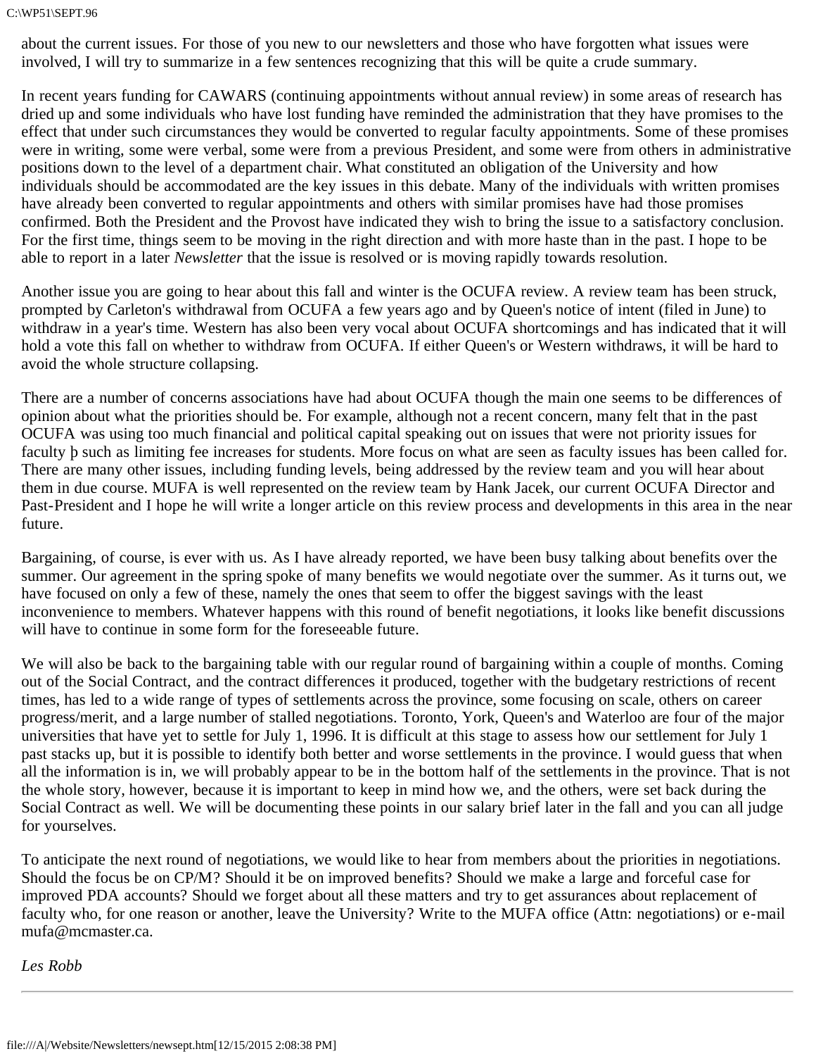about the current issues. For those of you new to our newsletters and those who have forgotten what issues were involved, I will try to summarize in a few sentences recognizing that this will be quite a crude summary.

In recent years funding for CAWARS (continuing appointments without annual review) in some areas of research has dried up and some individuals who have lost funding have reminded the administration that they have promises to the effect that under such circumstances they would be converted to regular faculty appointments. Some of these promises were in writing, some were verbal, some were from a previous President, and some were from others in administrative positions down to the level of a department chair. What constituted an obligation of the University and how individuals should be accommodated are the key issues in this debate. Many of the individuals with written promises have already been converted to regular appointments and others with similar promises have had those promises confirmed. Both the President and the Provost have indicated they wish to bring the issue to a satisfactory conclusion. For the first time, things seem to be moving in the right direction and with more haste than in the past. I hope to be able to report in a later *Newsletter* that the issue is resolved or is moving rapidly towards resolution.

Another issue you are going to hear about this fall and winter is the OCUFA review. A review team has been struck, prompted by Carleton's withdrawal from OCUFA a few years ago and by Queen's notice of intent (filed in June) to withdraw in a year's time. Western has also been very vocal about OCUFA shortcomings and has indicated that it will hold a vote this fall on whether to withdraw from OCUFA. If either Queen's or Western withdraws, it will be hard to avoid the whole structure collapsing.

There are a number of concerns associations have had about OCUFA though the main one seems to be differences of opinion about what the priorities should be. For example, although not a recent concern, many felt that in the past OCUFA was using too much financial and political capital speaking out on issues that were not priority issues for faculty þ such as limiting fee increases for students. More focus on what are seen as faculty issues has been called for. There are many other issues, including funding levels, being addressed by the review team and you will hear about them in due course. MUFA is well represented on the review team by Hank Jacek, our current OCUFA Director and Past-President and I hope he will write a longer article on this review process and developments in this area in the near future.

Bargaining, of course, is ever with us. As I have already reported, we have been busy talking about benefits over the summer. Our agreement in the spring spoke of many benefits we would negotiate over the summer. As it turns out, we have focused on only a few of these, namely the ones that seem to offer the biggest savings with the least inconvenience to members. Whatever happens with this round of benefit negotiations, it looks like benefit discussions will have to continue in some form for the foreseeable future.

We will also be back to the bargaining table with our regular round of bargaining within a couple of months. Coming out of the Social Contract, and the contract differences it produced, together with the budgetary restrictions of recent times, has led to a wide range of types of settlements across the province, some focusing on scale, others on career progress/merit, and a large number of stalled negotiations. Toronto, York, Queen's and Waterloo are four of the major universities that have yet to settle for July 1, 1996. It is difficult at this stage to assess how our settlement for July 1 past stacks up, but it is possible to identify both better and worse settlements in the province. I would guess that when all the information is in, we will probably appear to be in the bottom half of the settlements in the province. That is not the whole story, however, because it is important to keep in mind how we, and the others, were set back during the Social Contract as well. We will be documenting these points in our salary brief later in the fall and you can all judge for yourselves.

To anticipate the next round of negotiations, we would like to hear from members about the priorities in negotiations. Should the focus be on CP/M? Should it be on improved benefits? Should we make a large and forceful case for improved PDA accounts? Should we forget about all these matters and try to get assurances about replacement of faculty who, for one reason or another, leave the University? Write to the MUFA office (Attn: negotiations) or e-mail mufa@mcmaster.ca.

*Les Robb*

---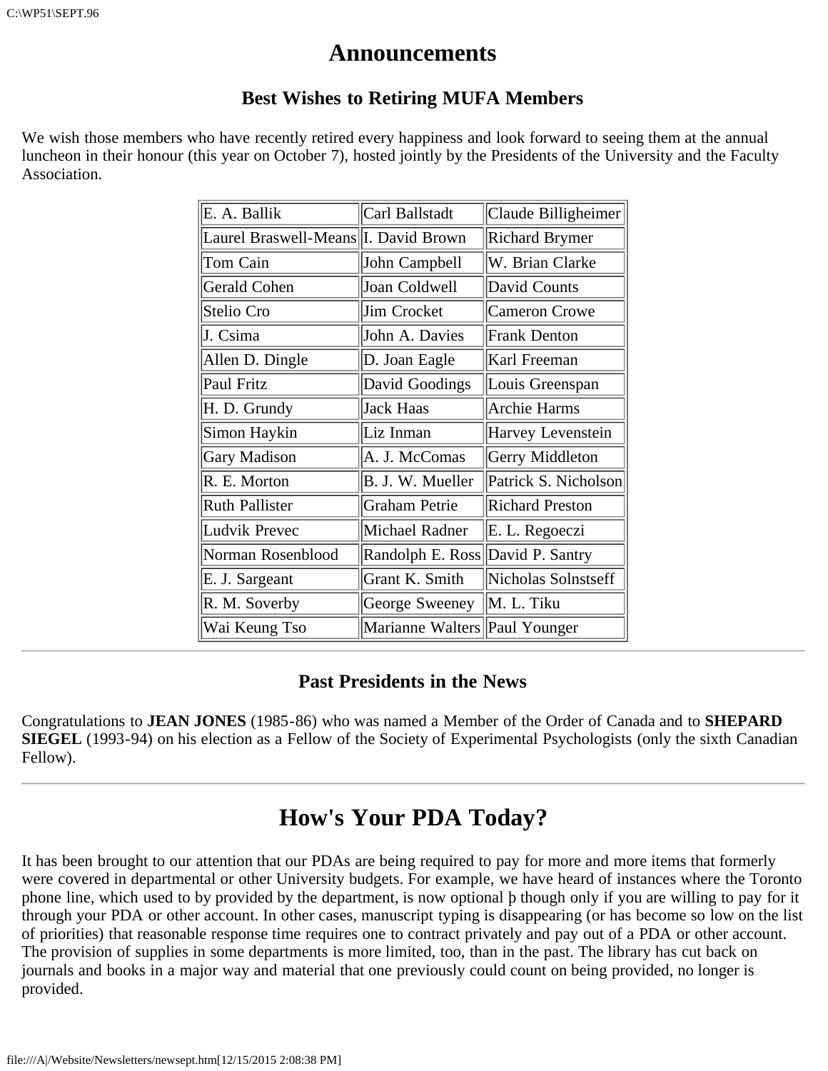# Announcements

## Best Wishes to Retiring MUFA Members

We wish those members who have recently retired every happiness and look forward to seeing them at the annual luncheon in their honour (this year on October 7), hosted jointly by the Presidents of the University and the Faculty Association.

| | | |
|---|---|---|
| E. A. Ballik | Carl Ballstadt | Claude Billigheimer |
| Laurel Braswell-Means | I. David Brown | Richard Brymer |
| Tom Cain | John Campbell | W. Brian Clarke |
| Gerald Cohen | Joan Coldwell | David Counts |
| Stelio Cro | Jim Crocket | Cameron Crowe |
| J. Csima | John A. Davies | Frank Denton |
| Allen D. Dingle | D. Joan Eagle | Karl Freeman |
| Paul Fritz | David Goodings | Louis Greenspan |
| H. D. Grundy | Jack Haas | Archie Harms |
| Simon Haykin | Liz Inman | Harvey Levenstein |
| Gary Madison | A. J. McComas | Gerry Middleton |
| R. E. Morton | B. J. W. Mueller | Patrick S. Nicholson |
| Ruth Pallister | Graham Petrie | Richard Preston |
| Ludvik Prevec | Michael Radner | E. L. Regoeczi |
| Norman Rosenblood | Randolph E. Ross | David P. Santry |
| E. J. Sargeant | Grant K. Smith | Nicholas Solnstseff |
| R. M. Soverby | George Sweeney | M. L. Tiku |
| Wai Keung Tso | Marianne Walters | Paul Younger |

---

## Past Presidents in the News

Congratulations to **JEAN JONES** (1985-86) who was named a Member of the Order of Canada and to **SHEPARD SIEGEL** (1993-94) on his election as a Fellow of the Society of Experimental Psychologists (only the sixth Canadian Fellow).

---

# How's Your PDA Today?

It has been brought to our attention that our PDAs are being required to pay for more and more items that formerly were covered in departmental or other University budgets. For example, we have heard of instances where the Toronto phone line, which used to by provided by the department, is now optional þ though only if you are willing to pay for it through your PDA or other account. In other cases, manuscript typing is disappearing (or has become so low on the list of priorities) that reasonable response time requires one to contract privately and pay out of a PDA or other account. The provision of supplies in some departments is more limited, too, than in the past. The library has cut back on journals and books in a major way and material that one previously could count on being provided, no longer is provided.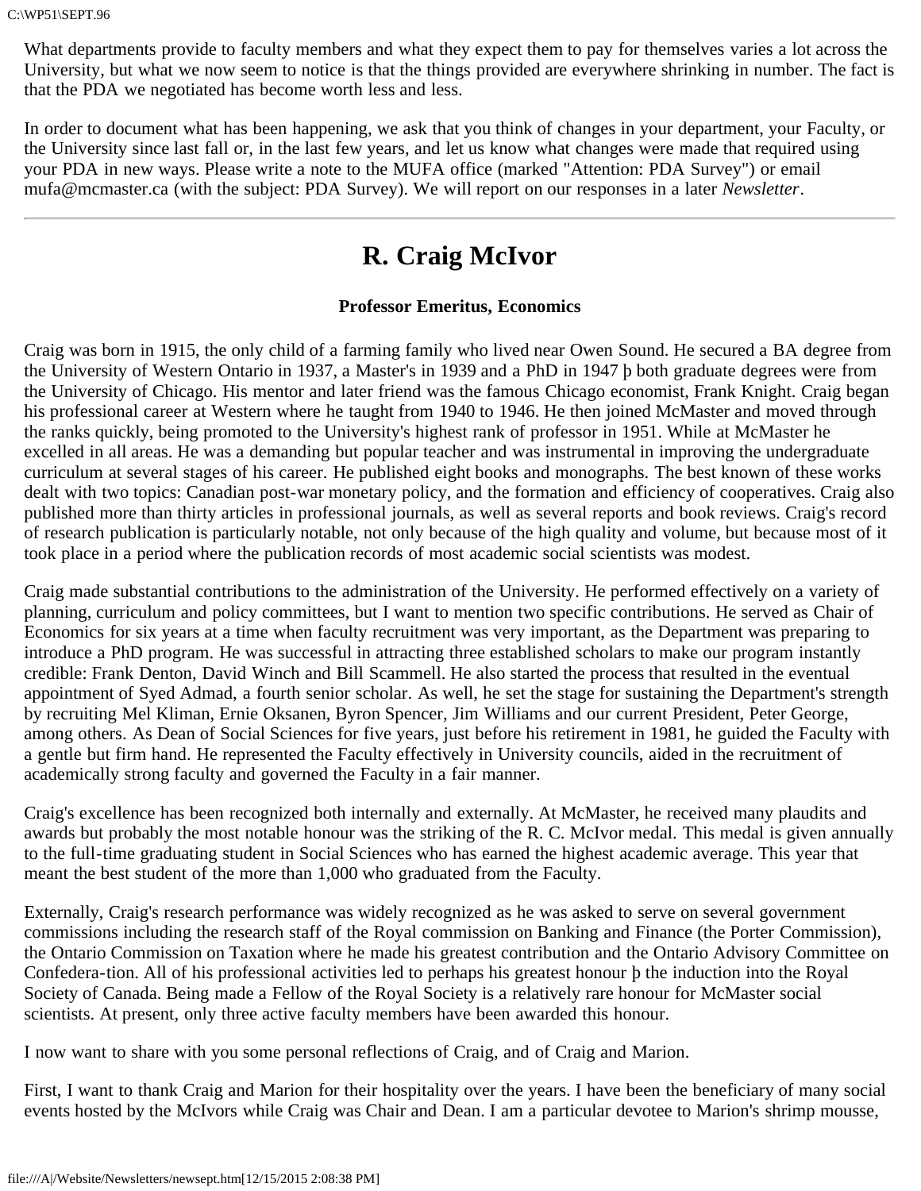What departments provide to faculty members and what they expect them to pay for themselves varies a lot across the University, but what we now seem to notice is that the things provided are everywhere shrinking in number. The fact is that the PDA we negotiated has become worth less and less.

In order to document what has been happening, we ask that you think of changes in your department, your Faculty, or the University since last fall or, in the last few years, and let us know what changes were made that required using your PDA in new ways. Please write a note to the MUFA office (marked "Attention: PDA Survey") or email mufa@mcmaster.ca (with the subject: PDA Survey). We will report on our responses in a later *Newsletter*.

---

# R. Craig McIvor

### Professor Emeritus, Economics

Craig was born in 1915, the only child of a farming family who lived near Owen Sound. He secured a BA degree from the University of Western Ontario in 1937, a Master's in 1939 and a PhD in 1947 þ both graduate degrees were from the University of Chicago. His mentor and later friend was the famous Chicago economist, Frank Knight. Craig began his professional career at Western where he taught from 1940 to 1946. He then joined McMaster and moved through the ranks quickly, being promoted to the University's highest rank of professor in 1951. While at McMaster he excelled in all areas. He was a demanding but popular teacher and was instrumental in improving the undergraduate curriculum at several stages of his career. He published eight books and monographs. The best known of these works dealt with two topics: Canadian post-war monetary policy, and the formation and efficiency of cooperatives. Craig also published more than thirty articles in professional journals, as well as several reports and book reviews. Craig's record of research publication is particularly notable, not only because of the high quality and volume, but because most of it took place in a period where the publication records of most academic social scientists was modest.

Craig made substantial contributions to the administration of the University. He performed effectively on a variety of planning, curriculum and policy committees, but I want to mention two specific contributions. He served as Chair of Economics for six years at a time when faculty recruitment was very important, as the Department was preparing to introduce a PhD program. He was successful in attracting three established scholars to make our program instantly credible: Frank Denton, David Winch and Bill Scammell. He also started the process that resulted in the eventual appointment of Syed Admad, a fourth senior scholar. As well, he set the stage for sustaining the Department's strength by recruiting Mel Kliman, Ernie Oksanen, Byron Spencer, Jim Williams and our current President, Peter George, among others. As Dean of Social Sciences for five years, just before his retirement in 1981, he guided the Faculty with a gentle but firm hand. He represented the Faculty effectively in University councils, aided in the recruitment of academically strong faculty and governed the Faculty in a fair manner.

Craig's excellence has been recognized both internally and externally. At McMaster, he received many plaudits and awards but probably the most notable honour was the striking of the R. C. McIvor medal. This medal is given annually to the full-time graduating student in Social Sciences who has earned the highest academic average. This year that meant the best student of the more than 1,000 who graduated from the Faculty.

Externally, Craig's research performance was widely recognized as he was asked to serve on several government commissions including the research staff of the Royal commission on Banking and Finance (the Porter Commission), the Ontario Commission on Taxation where he made his greatest contribution and the Ontario Advisory Committee on Confedera-tion. All of his professional activities led to perhaps his greatest honour þ the induction into the Royal Society of Canada. Being made a Fellow of the Royal Society is a relatively rare honour for McMaster social scientists. At present, only three active faculty members have been awarded this honour.

I now want to share with you some personal reflections of Craig, and of Craig and Marion.

First, I want to thank Craig and Marion for their hospitality over the years. I have been the beneficiary of many social events hosted by the McIvors while Craig was Chair and Dean. I am a particular devotee to Marion's shrimp mousse,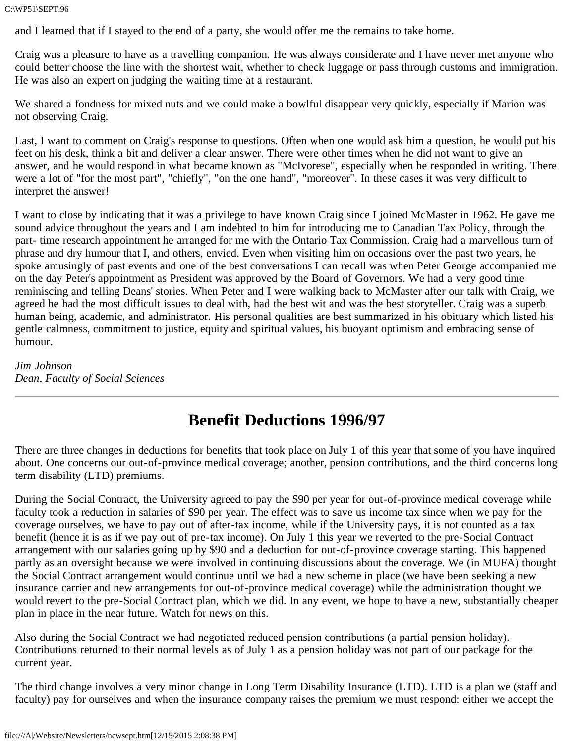and I learned that if I stayed to the end of a party, she would offer me the remains to take home.

Craig was a pleasure to have as a travelling companion. He was always considerate and I have never met anyone who could better choose the line with the shortest wait, whether to check luggage or pass through customs and immigration. He was also an expert on judging the waiting time at a restaurant.

We shared a fondness for mixed nuts and we could make a bowlful disappear very quickly, especially if Marion was not observing Craig.

Last, I want to comment on Craig's response to questions. Often when one would ask him a question, he would put his feet on his desk, think a bit and deliver a clear answer. There were other times when he did not want to give an answer, and he would respond in what became known as "McIvorese", especially when he responded in writing. There were a lot of "for the most part", "chiefly", "on the one hand", "moreover". In these cases it was very difficult to interpret the answer!

I want to close by indicating that it was a privilege to have known Craig since I joined McMaster in 1962. He gave me sound advice throughout the years and I am indebted to him for introducing me to Canadian Tax Policy, through the part- time research appointment he arranged for me with the Ontario Tax Commission. Craig had a marvellous turn of phrase and dry humour that I, and others, envied. Even when visiting him on occasions over the past two years, he spoke amusingly of past events and one of the best conversations I can recall was when Peter George accompanied me on the day Peter's appointment as President was approved by the Board of Governors. We had a very good time reminiscing and telling Deans' stories. When Peter and I were walking back to McMaster after our talk with Craig, we agreed he had the most difficult issues to deal with, had the best wit and was the best storyteller. Craig was a superb human being, academic, and administrator. His personal qualities are best summarized in his obituary which listed his gentle calmness, commitment to justice, equity and spiritual values, his buoyant optimism and embracing sense of humour.

*Jim Johnson*
*Dean, Faculty of Social Sciences*

---

# Benefit Deductions 1996/97

There are three changes in deductions for benefits that took place on July 1 of this year that some of you have inquired about. One concerns our out-of-province medical coverage; another, pension contributions, and the third concerns long term disability (LTD) premiums.

During the Social Contract, the University agreed to pay the $90 per year for out-of-province medical coverage while faculty took a reduction in salaries of $90 per year. The effect was to save us income tax since when we pay for the coverage ourselves, we have to pay out of after-tax income, while if the University pays, it is not counted as a tax benefit (hence it is as if we pay out of pre-tax income). On July 1 this year we reverted to the pre-Social Contract arrangement with our salaries going up by $90 and a deduction for out-of-province coverage starting. This happened partly as an oversight because we were involved in continuing discussions about the coverage. We (in MUFA) thought the Social Contract arrangement would continue until we had a new scheme in place (we have been seeking a new insurance carrier and new arrangements for out-of-province medical coverage) while the administration thought we would revert to the pre-Social Contract plan, which we did. In any event, we hope to have a new, substantially cheaper plan in place in the near future. Watch for news on this.

Also during the Social Contract we had negotiated reduced pension contributions (a partial pension holiday). Contributions returned to their normal levels as of July 1 as a pension holiday was not part of our package for the current year.

The third change involves a very minor change in Long Term Disability Insurance (LTD). LTD is a plan we (staff and faculty) pay for ourselves and when the insurance company raises the premium we must respond: either we accept the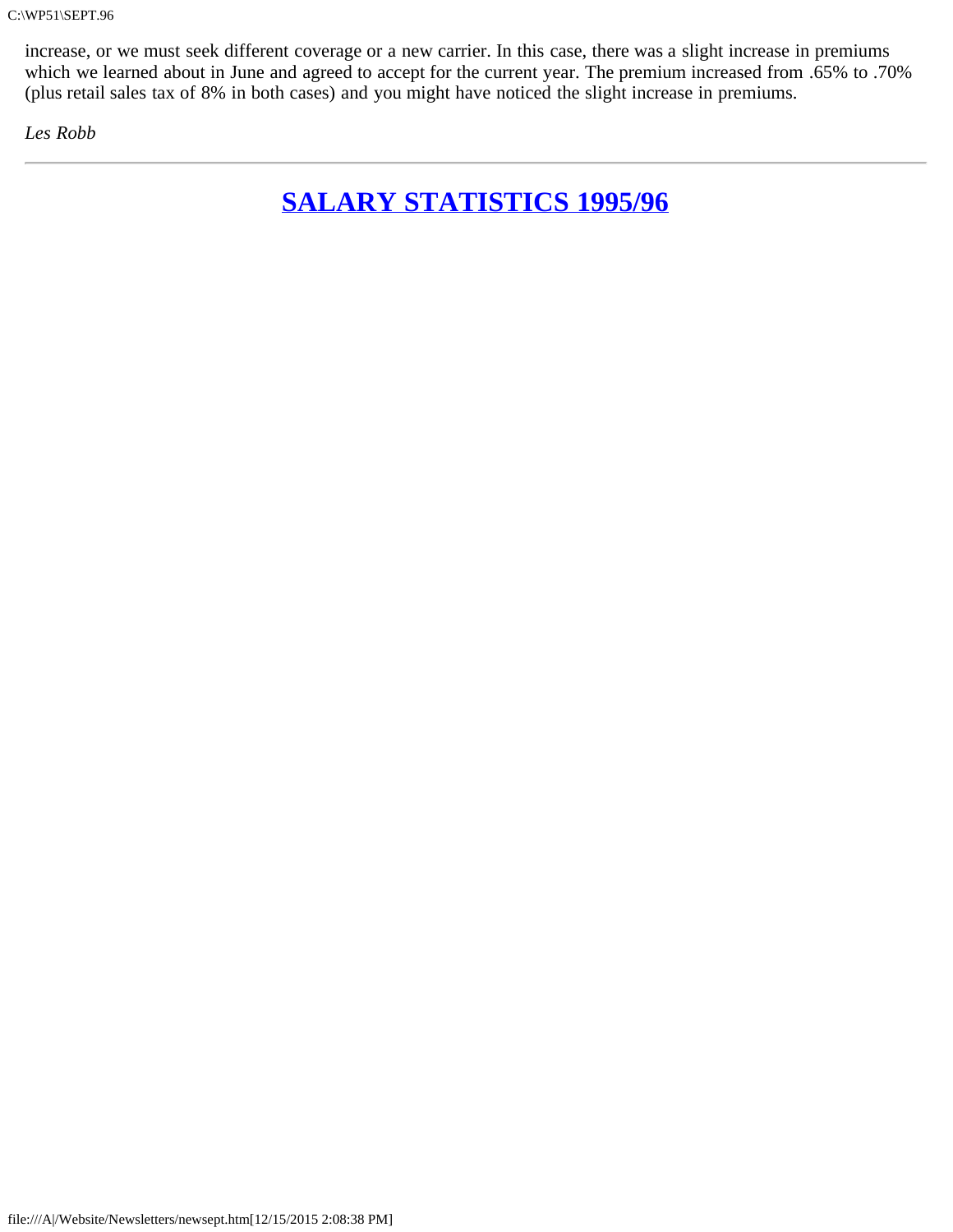increase, or we must seek different coverage or a new carrier. In this case, there was a slight increase in premiums which we learned about in June and agreed to accept for the current year. The premium increased from .65% to .70% (plus retail sales tax of 8% in both cases) and you might have noticed the slight increase in premiums.

*Les Robb*

---

## SALARY STATISTICS 1995/96